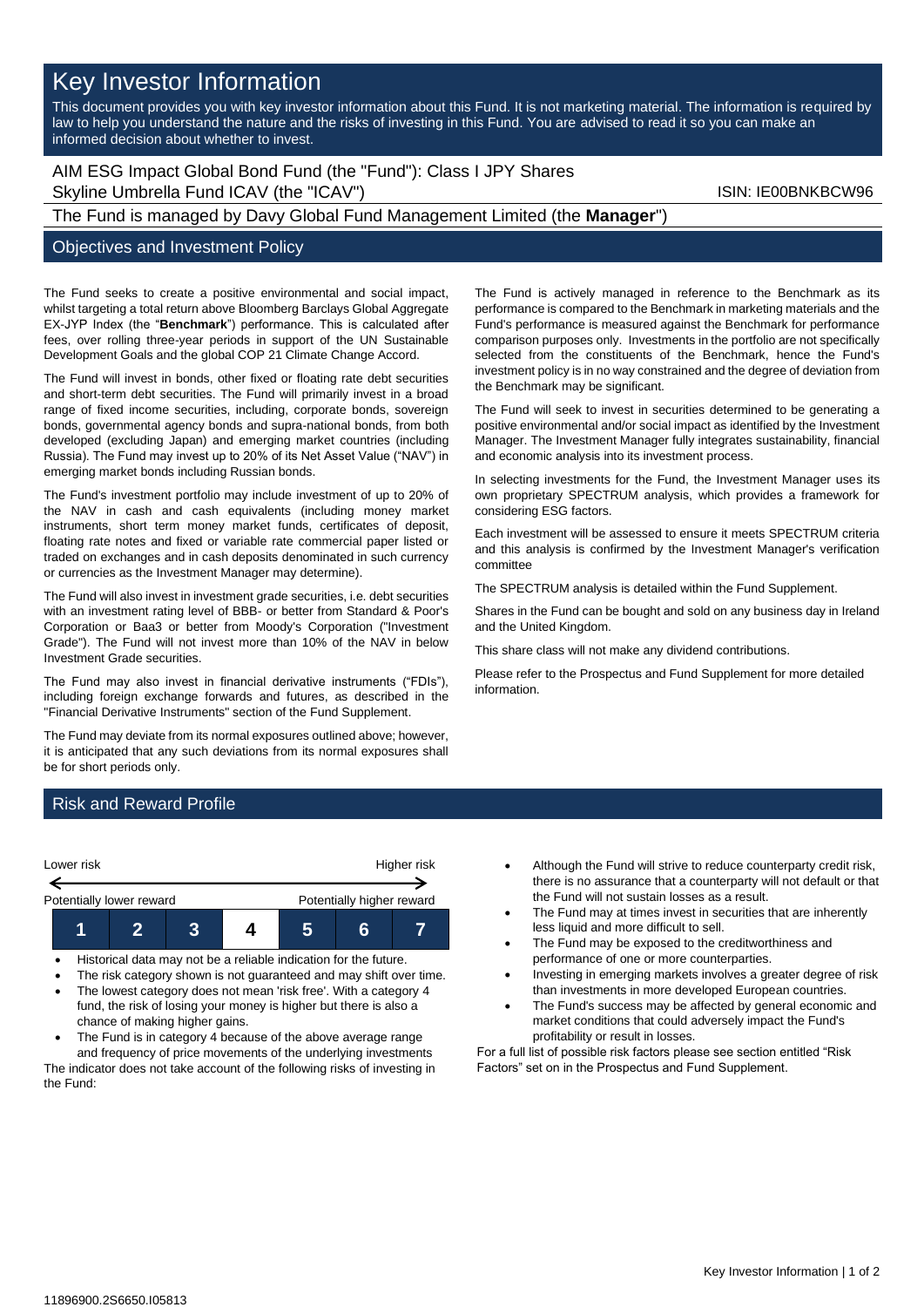# Key Investor Information

This document provides you with key investor information about this Fund. It is not marketing material. The information is required by law to help you understand the nature and the risks of investing in this Fund. You are advised to read it so you can make an informed decision about whether to invest.

AIM ESG Impact Global Bond Fund (the "Fund"): Class I JPY Shares
Skyline Umbrella Fund ICAV (the "ICAV")

ISIN: IE00BNKBCW96

The Fund is managed by Davy Global Fund Management Limited (the **Manager**")

## Objectives and Investment Policy

The Fund seeks to create a positive environmental and social impact, whilst targeting a total return above Bloomberg Barclays Global Aggregate EX-JYP Index (the "**Benchmark**") performance. This is calculated after fees, over rolling three-year periods in support of the UN Sustainable Development Goals and the global COP 21 Climate Change Accord.

The Fund will invest in bonds, other fixed or floating rate debt securities and short-term debt securities. The Fund will primarily invest in a broad range of fixed income securities, including, corporate bonds, sovereign bonds, governmental agency bonds and supra-national bonds, from both developed (excluding Japan) and emerging market countries (including Russia). The Fund may invest up to 20% of its Net Asset Value ("NAV") in emerging market bonds including Russian bonds.

The Fund's investment portfolio may include investment of up to 20% of the NAV in cash and cash equivalents (including money market instruments, short term money market funds, certificates of deposit, floating rate notes and fixed or variable rate commercial paper listed or traded on exchanges and in cash deposits denominated in such currency or currencies as the Investment Manager may determine).

The Fund will also invest in investment grade securities, i.e. debt securities with an investment rating level of BBB- or better from Standard & Poor's Corporation or Baa3 or better from Moody's Corporation ("Investment Grade"). The Fund will not invest more than 10% of the NAV in below Investment Grade securities.

The Fund may also invest in financial derivative instruments ("FDIs"), including foreign exchange forwards and futures, as described in the "Financial Derivative Instruments" section of the Fund Supplement.

The Fund may deviate from its normal exposures outlined above; however, it is anticipated that any such deviations from its normal exposures shall be for short periods only.

The Fund is actively managed in reference to the Benchmark as its performance is compared to the Benchmark in marketing materials and the Fund's performance is measured against the Benchmark for performance comparison purposes only. Investments in the portfolio are not specifically selected from the constituents of the Benchmark, hence the Fund's investment policy is in no way constrained and the degree of deviation from the Benchmark may be significant.

The Fund will seek to invest in securities determined to be generating a positive environmental and/or social impact as identified by the Investment Manager. The Investment Manager fully integrates sustainability, financial and economic analysis into its investment process.

In selecting investments for the Fund, the Investment Manager uses its own proprietary SPECTRUM analysis, which provides a framework for considering ESG factors.

Each investment will be assessed to ensure it meets SPECTRUM criteria and this analysis is confirmed by the Investment Manager's verification committee

The SPECTRUM analysis is detailed within the Fund Supplement.

Shares in the Fund can be bought and sold on any business day in Ireland and the United Kingdom.

This share class will not make any dividend contributions.

Please refer to the Prospectus and Fund Supplement for more detailed information.

## Risk and Reward Profile

| Lower risk | | | | | | Higher risk |
|---|---|---|---|---|---|---|
| Potentially lower reward | | | | | | Potentially higher reward |
| 1 | 2 | 3 | **4** | 5 | 6 | 7 |

- Historical data may not be a reliable indication for the future.
- The risk category shown is not guaranteed and may shift over time.
- The lowest category does not mean 'risk free'. With a category 4 fund, the risk of losing your money is higher but there is also a chance of making higher gains.
- The Fund is in category 4 because of the above average range and frequency of price movements of the underlying investments

The indicator does not take account of the following risks of investing in the Fund:

- Although the Fund will strive to reduce counterparty credit risk, there is no assurance that a counterparty will not default or that the Fund will not sustain losses as a result.
- The Fund may at times invest in securities that are inherently less liquid and more difficult to sell.
- The Fund may be exposed to the creditworthiness and performance of one or more counterparties.
- Investing in emerging markets involves a greater degree of risk than investments in more developed European countries.
- The Fund's success may be affected by general economic and market conditions that could adversely impact the Fund's profitability or result in losses.

For a full list of possible risk factors please see section entitled "Risk Factors" set on in the Prospectus and Fund Supplement.

11896900.2S6650.I05813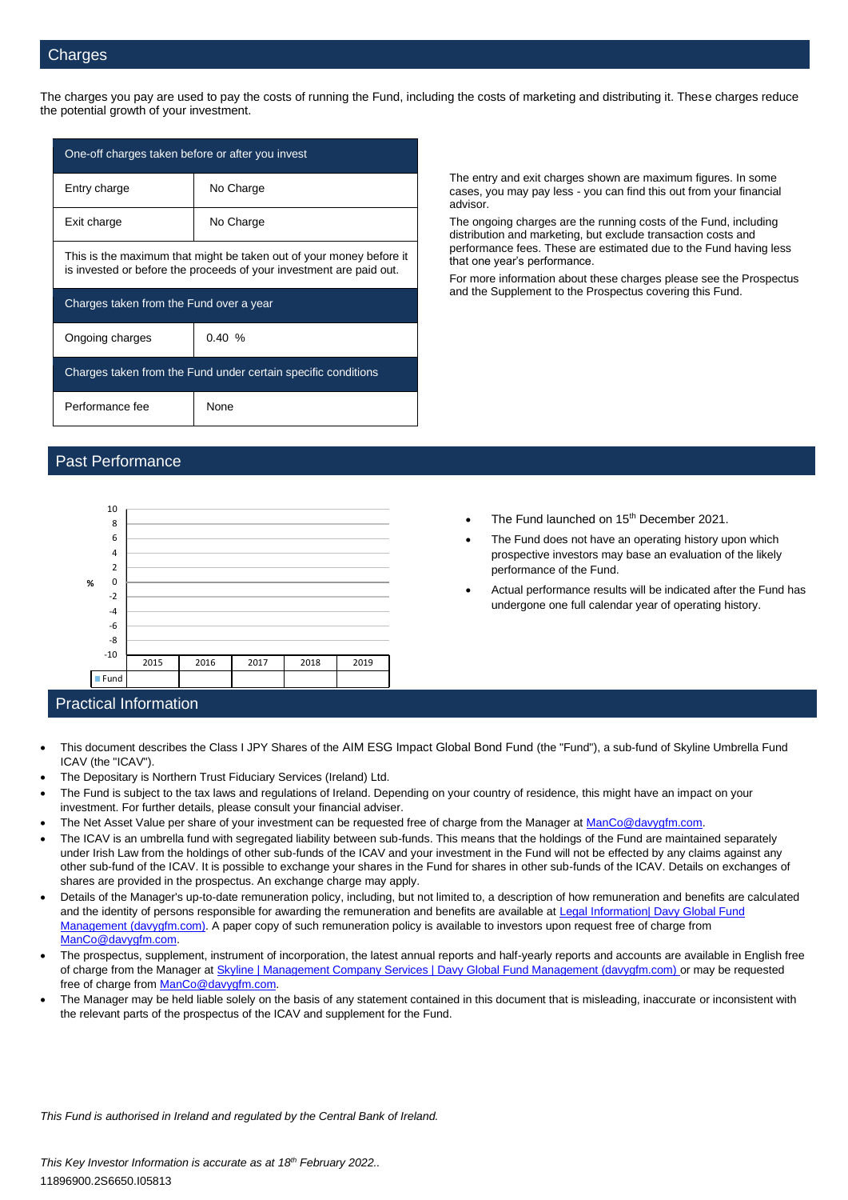## Charges

The charges you pay are used to pay the costs of running the Fund, including the costs of marketing and distributing it. These charges reduce the potential growth of your investment.

| One-off charges taken before or after you invest | |
|---|---|
| Entry charge | No Charge |
| Exit charge | No Charge |
| This is the maximum that might be taken out of your money before it is invested or before the proceeds of your investment are paid out. | |
| **Charges taken from the Fund over a year** | |
| Ongoing charges | 0.40 % |
| **Charges taken from the Fund under certain specific conditions** | |
| Performance fee | None |

The entry and exit charges shown are maximum figures. In some cases, you may pay less - you can find this out from your financial advisor.

The ongoing charges are the running costs of the Fund, including distribution and marketing, but exclude transaction costs and performance fees. These are estimated due to the Fund having less that one year's performance.

For more information about these charges please see the Prospectus and the Supplement to the Prospectus covering this Fund.

## Past Performance

10
8
6
4
2
%
0
-2
-4
-6
-8
-10
2015
2016
2017
2018
2019
Fund

- The Fund launched on 15th December 2021.
- The Fund does not have an operating history upon which prospective investors may base an evaluation of the likely performance of the Fund.
- Actual performance results will be indicated after the Fund has undergone one full calendar year of operating history.

## Practical Information

- This document describes the Class I JPY Shares of the AIM ESG Impact Global Bond Fund (the "Fund"), a sub-fund of Skyline Umbrella Fund ICAV (the "ICAV").
- The Depositary is Northern Trust Fiduciary Services (Ireland) Ltd.
- The Fund is subject to the tax laws and regulations of Ireland. Depending on your country of residence, this might have an impact on your investment. For further details, please consult your financial adviser.
- The Net Asset Value per share of your investment can be requested free of charge from the Manager at ManCo@davygfm.com.
- The ICAV is an umbrella fund with segregated liability between sub-funds. This means that the holdings of the Fund are maintained separately under Irish Law from the holdings of other sub-funds of the ICAV and your investment in the Fund will not be effected by any claims against any other sub-fund of the ICAV. It is possible to exchange your shares in the Fund for shares in other sub-funds of the ICAV. Details on exchanges of shares are provided in the prospectus. An exchange charge may apply.
- Details of the Manager's up-to-date remuneration policy, including, but not limited to, a description of how remuneration and benefits are calculated and the identity of persons responsible for awarding the remuneration and benefits are available at Legal Information| Davy Global Fund Management (davygfm.com). A paper copy of such remuneration policy is available to investors upon request free of charge from ManCo@davygfm.com.
- The prospectus, supplement, instrument of incorporation, the latest annual reports and half-yearly reports and accounts are available in English free of charge from the Manager at Skyline | Management Company Services | Davy Global Fund Management (davygfm.com) or may be requested free of charge from ManCo@davygfm.com.
- The Manager may be held liable solely on the basis of any statement contained in this document that is misleading, inaccurate or inconsistent with the relevant parts of the prospectus of the ICAV and supplement for the Fund.

*This Fund is authorised in Ireland and regulated by the Central Bank of Ireland.*

*This Key Investor Information is accurate as at 18th February 2022..*

11896900.2S6650.I05813